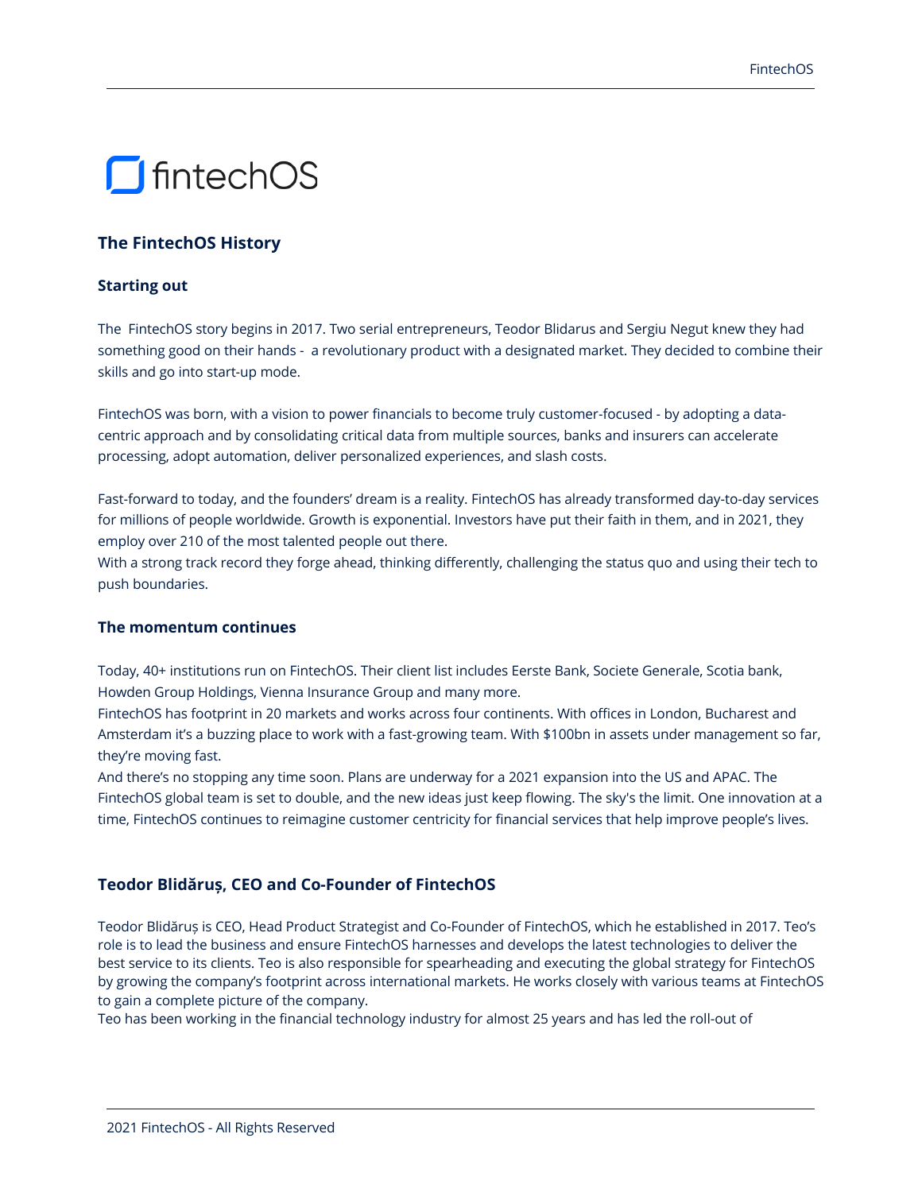fintechOS

## The FintechOS History

### Starting out

The FintechOS story begins in 2017. Two serial entrepreneurs, Teodor Blidarus and Sergiu Negut knew they had something good on their hands - a revolutionary product with a designated market. They decided to combine their skills and go into start-up mode.

FintechOS was born, with a vision to power financials to become truly customer-focused - by adopting a data-centric approach and by consolidating critical data from multiple sources, banks and insurers can accelerate processing, adopt automation, deliver personalized experiences, and slash costs.

Fast-forward to today, and the founders' dream is a reality. FintechOS has already transformed day-to-day services for millions of people worldwide. Growth is exponential. Investors have put their faith in them, and in 2021, they employ over 210 of the most talented people out there.
With a strong track record they forge ahead, thinking differently, challenging the status quo and using their tech to push boundaries.

### The momentum continues

Today, 40+ institutions run on FintechOS. Their client list includes Eerste Bank, Societe Generale, Scotia bank, Howden Group Holdings, Vienna Insurance Group and many more.
FintechOS has footprint in 20 markets and works across four continents. With offices in London, Bucharest and Amsterdam it's a buzzing place to work with a fast-growing team. With $100bn in assets under management so far, they're moving fast.
And there's no stopping any time soon. Plans are underway for a 2021 expansion into the US and APAC. The FintechOS global team is set to double, and the new ideas just keep flowing. The sky's the limit. One innovation at a time, FintechOS continues to reimagine customer centricity for financial services that help improve people's lives.

## Teodor Blidăruș, CEO and Co-Founder of FintechOS

Teodor Blidăruș is CEO, Head Product Strategist and Co-Founder of FintechOS, which he established in 2017. Teo's role is to lead the business and ensure FintechOS harnesses and develops the latest technologies to deliver the best service to its clients. Teo is also responsible for spearheading and executing the global strategy for FintechOS by growing the company's footprint across international markets. He works closely with various teams at FintechOS to gain a complete picture of the company.
Teo has been working in the financial technology industry for almost 25 years and has led the roll-out of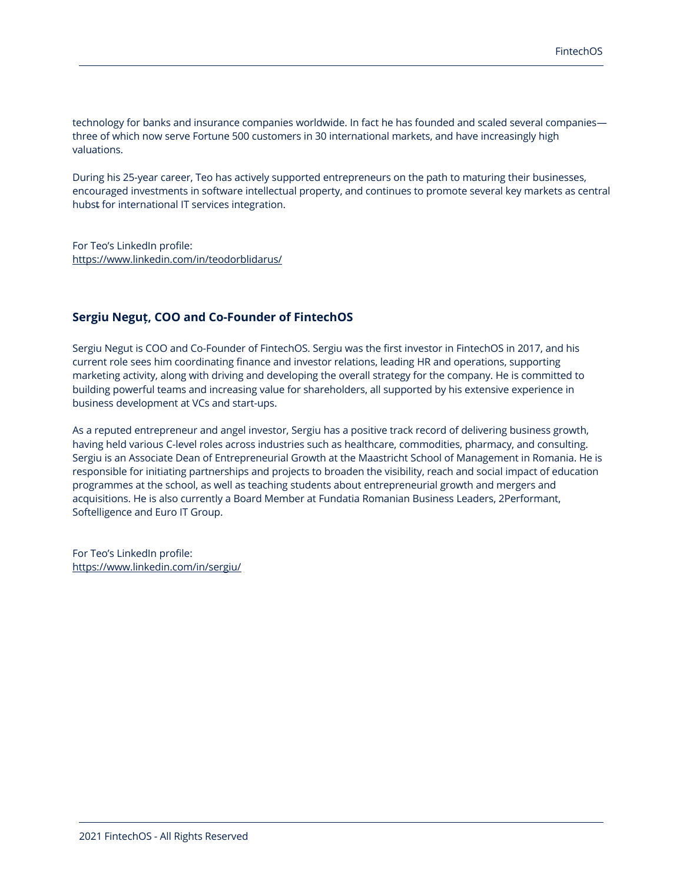technology for banks and insurance companies worldwide. In fact he has founded and scaled several companies—three of which now serve Fortune 500 customers in 30 international markets, and have increasingly high valuations.

During his 25-year career, Teo has actively supported entrepreneurs on the path to maturing their businesses, encouraged investments in software intellectual property, and continues to promote several key markets as central hubst for international IT services integration.

For Teo's LinkedIn profile:
https://www.linkedin.com/in/teodorblidarus/

### Sergiu Neguț, COO and Co-Founder of FintechOS

Sergiu Negut is COO and Co-Founder of FintechOS. Sergiu was the first investor in FintechOS in 2017, and his current role sees him coordinating finance and investor relations, leading HR and operations, supporting marketing activity, along with driving and developing the overall strategy for the company. He is committed to building powerful teams and increasing value for shareholders, all supported by his extensive experience in business development at VCs and start-ups.

As a reputed entrepreneur and angel investor, Sergiu has a positive track record of delivering business growth, having held various C-level roles across industries such as healthcare, commodities, pharmacy, and consulting. Sergiu is an Associate Dean of Entrepreneurial Growth at the Maastricht School of Management in Romania. He is responsible for initiating partnerships and projects to broaden the visibility, reach and social impact of education programmes at the school, as well as teaching students about entrepreneurial growth and mergers and acquisitions. He is also currently a Board Member at Fundatia Romanian Business Leaders, 2Performant, Softelligence and Euro IT Group.

For Teo's LinkedIn profile:
https://www.linkedin.com/in/sergiu/